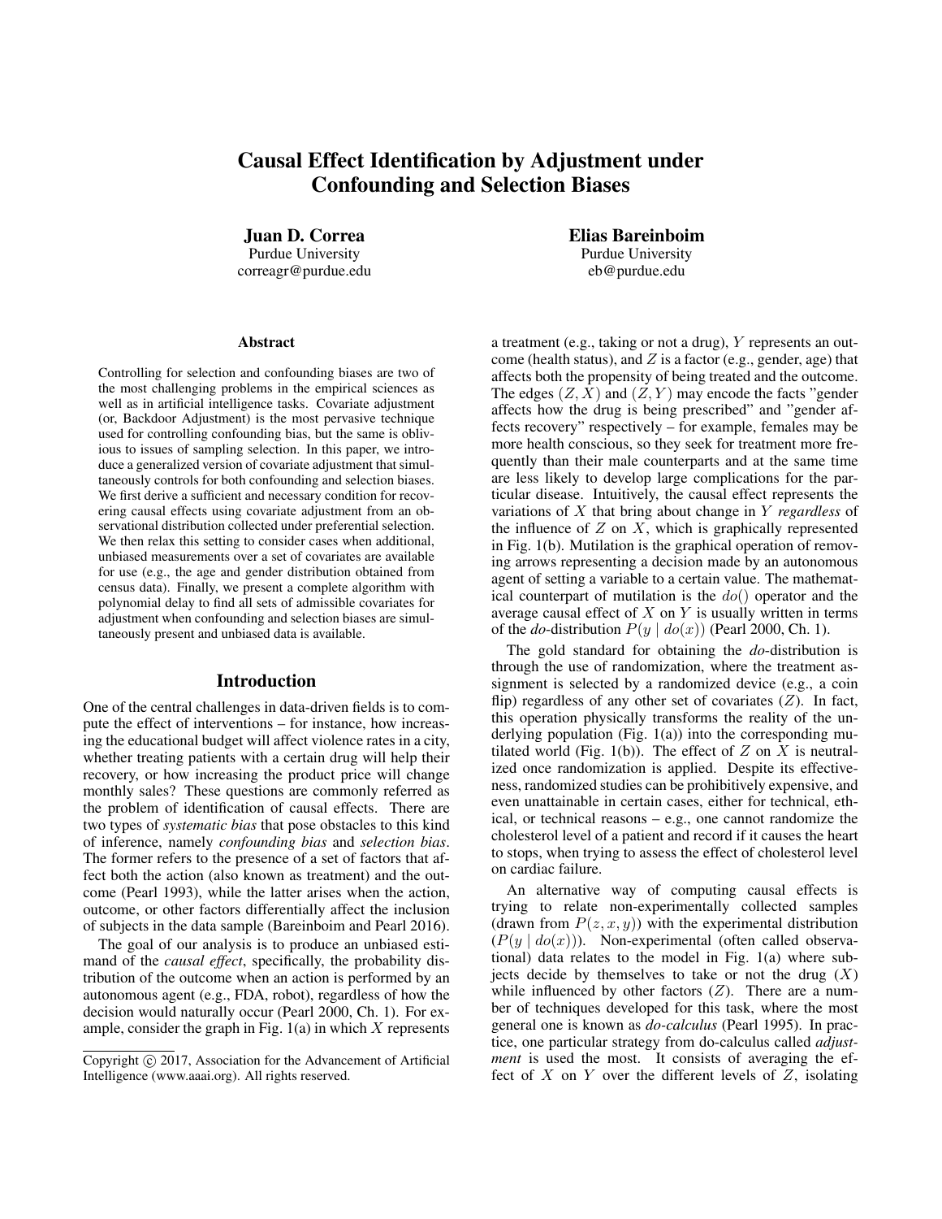# Causal Effect Identification by Adjustment under Confounding and Selection Biases

**Juan D. Correa**
Purdue University
correagr@purdue.edu

**Elias Bareinboim**
Purdue University
eb@purdue.edu

### Abstract

Controlling for selection and confounding biases are two of the most challenging problems in the empirical sciences as well as in artificial intelligence tasks. Covariate adjustment (or, Backdoor Adjustment) is the most pervasive technique used for controlling confounding bias, but the same is oblivious to issues of sampling selection. In this paper, we introduce a generalized version of covariate adjustment that simultaneously controls for both confounding and selection biases. We first derive a sufficient and necessary condition for recovering causal effects using covariate adjustment from an observational distribution collected under preferential selection. We then relax this setting to consider cases when additional, unbiased measurements over a set of covariates are available for use (e.g., the age and gender distribution obtained from census data). Finally, we present a complete algorithm with polynomial delay to find all sets of admissible covariates for adjustment when confounding and selection biases are simultaneously present and unbiased data is available.

## Introduction

One of the central challenges in data-driven fields is to compute the effect of interventions – for instance, how increasing the educational budget will affect violence rates in a city, whether treating patients with a certain drug will help their recovery, or how increasing the product price will change monthly sales? These questions are commonly referred as the problem of identification of causal effects. There are two types of *systematic bias* that pose obstacles to this kind of inference, namely *confounding bias* and *selection bias*. The former refers to the presence of a set of factors that affect both the action (also known as treatment) and the outcome (Pearl 1993), while the latter arises when the action, outcome, or other factors differentially affect the inclusion of subjects in the data sample (Bareinboim and Pearl 2016).

The goal of our analysis is to produce an unbiased estimand of the *causal effect*, specifically, the probability distribution of the outcome when an action is performed by an autonomous agent (e.g., FDA, robot), regardless of how the decision would naturally occur (Pearl 2000, Ch. 1). For example, consider the graph in Fig. 1(a) in which $X$ represents a treatment (e.g., taking or not a drug), $Y$ represents an outcome (health status), and $Z$ is a factor (e.g., gender, age) that affects both the propensity of being treated and the outcome. The edges $(Z, X)$ and $(Z, Y)$ may encode the facts "gender affects how the drug is being prescribed" and "gender affects recovery" respectively – for example, females may be more health conscious, so they seek for treatment more frequently than their male counterparts and at the same time are less likely to develop large complications for the particular disease. Intuitively, the causal effect represents the variations of $X$ that bring about change in $Y$ *regardless* of the influence of $Z$ on $X$, which is graphically represented in Fig. 1(b). Mutilation is the graphical operation of removing arrows representing a decision made by an autonomous agent of setting a variable to a certain value. The mathematical counterpart of mutilation is the $do()$ operator and the average causal effect of $X$ on $Y$ is usually written in terms of the *do*-distribution $P(y \mid do(x))$ (Pearl 2000, Ch. 1).

The gold standard for obtaining the *do*-distribution is through the use of randomization, where the treatment assignment is selected by a randomized device (e.g., a coin flip) regardless of any other set of covariates ($Z$). In fact, this operation physically transforms the reality of the underlying population (Fig. 1(a)) into the corresponding mutilated world (Fig. 1(b)). The effect of $Z$ on $X$ is neutralized once randomization is applied. Despite its effectiveness, randomized studies can be prohibitively expensive, and even unattainable in certain cases, either for technical, ethical, or technical reasons – e.g., one cannot randomize the cholesterol level of a patient and record if it causes the heart to stops, when trying to assess the effect of cholesterol level on cardiac failure.

An alternative way of computing causal effects is trying to relate non-experimentally collected samples (drawn from $P(z, x, y)$) with the experimental distribution ($P(y \mid do(x))$). Non-experimental (often called observational) data relates to the model in Fig. 1(a) where subjects decide by themselves to take or not the drug ($X$) while influenced by other factors ($Z$). There are a number of techniques developed for this task, where the most general one is known as *do-calculus* (Pearl 1995). In practice, one particular strategy from do-calculus called *adjustment* is used the most. It consists of averaging the effect of $X$ on $Y$ over the different levels of $Z$, isolating

Copyright © 2017, Association for the Advancement of Artificial Intelligence (www.aaai.org). All rights reserved.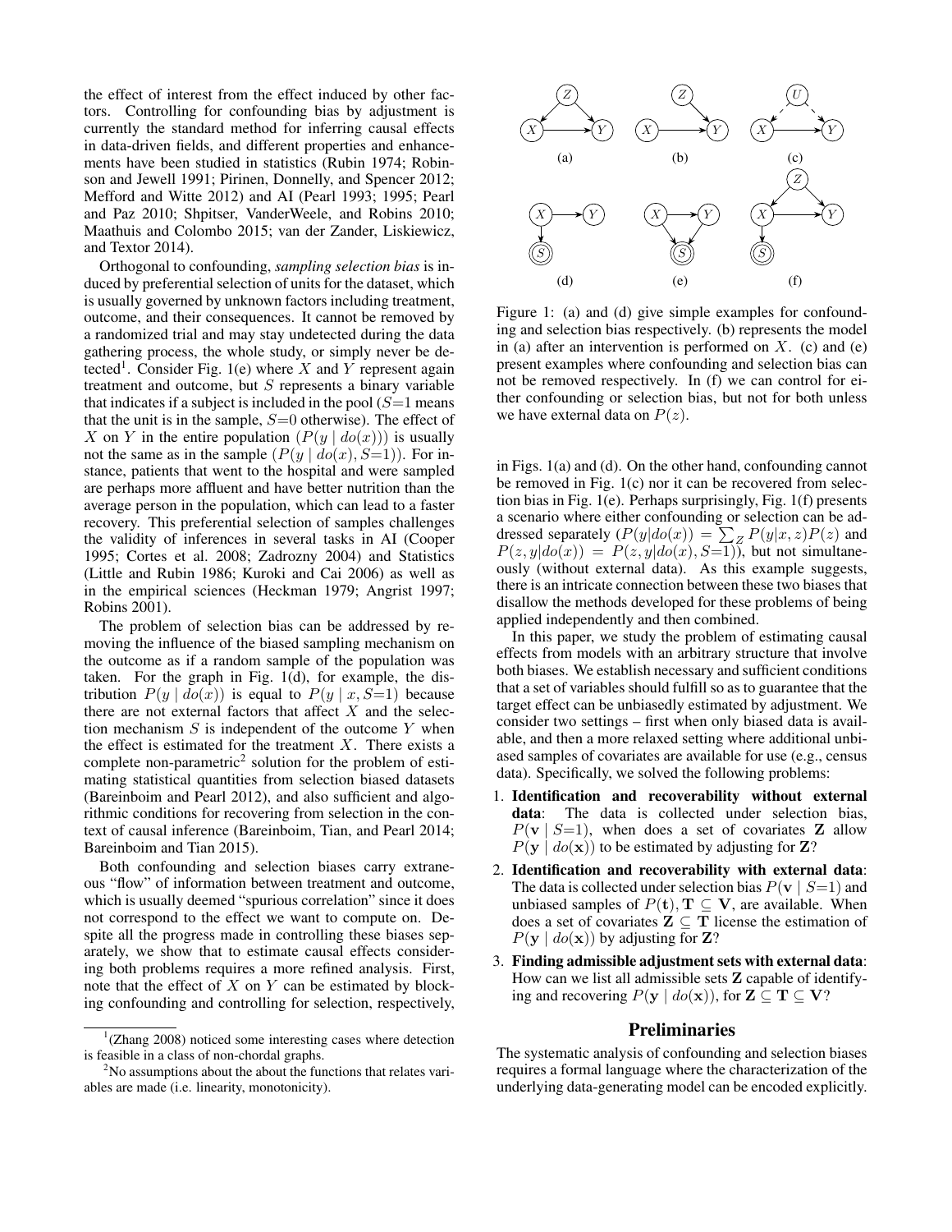the effect of interest from the effect induced by other factors. Controlling for confounding bias by adjustment is currently the standard method for inferring causal effects in data-driven fields, and different properties and enhancements have been studied in statistics (Rubin 1974; Robinson and Jewell 1991; Pirinen, Donnelly, and Spencer 2012; Mefford and Witte 2012) and AI (Pearl 1993; 1995; Pearl and Paz 2010; Shpitser, VanderWeele, and Robins 2010; Maathuis and Colombo 2015; van der Zander, Liskiewicz, and Textor 2014).

Orthogonal to confounding, *sampling selection bias* is induced by preferential selection of units for the dataset, which is usually governed by unknown factors including treatment, outcome, and their consequences. It cannot be removed by a randomized trial and may stay undetected during the data gathering process, the whole study, or simply never be detected[1]. Consider Fig. 1(e) where $X$ and $Y$ represent again treatment and outcome, but $S$ represents a binary variable that indicates if a subject is included in the pool ($S{=}1$ means that the unit is in the sample, $S{=}0$ otherwise). The effect of $X$ on $Y$ in the entire population ($P(y \mid do(x))$) is usually not the same as in the sample ($P(y \mid do(x), S{=}1)$). For instance, patients that went to the hospital and were sampled are perhaps more affluent and have better nutrition than the average person in the population, which can lead to a faster recovery. This preferential selection of samples challenges the validity of inferences in several tasks in AI (Cooper 1995; Cortes et al. 2008; Zadrozny 2004) and Statistics (Little and Rubin 1986; Kuroki and Cai 2006) as well as in the empirical sciences (Heckman 1979; Angrist 1997; Robins 2001).

The problem of selection bias can be addressed by removing the influence of the biased sampling mechanism on the outcome as if a random sample of the population was taken. For the graph in Fig. 1(d), for example, the distribution $P(y \mid do(x))$ is equal to $P(y \mid x, S{=}1)$ because there are not external factors that affect $X$ and the selection mechanism $S$ is independent of the outcome $Y$ when the effect is estimated for the treatment $X$. There exists a complete non-parametric[2] solution for the problem of estimating statistical quantities from selection biased datasets (Bareinboim and Pearl 2012), and also sufficient and algorithmic conditions for recovering from selection in the context of causal inference (Bareinboim, Tian, and Pearl 2014; Bareinboim and Tian 2015).

Both confounding and selection biases carry extraneous "flow" of information between treatment and outcome, which is usually deemed "spurious correlation" since it does not correspond to the effect we want to compute on. Despite all the progress made in controlling these biases separately, we show that to estimate causal effects considering both problems requires a more refined analysis. First, note that the effect of $X$ on $Y$ can be estimated by blocking confounding and controlling for selection, respectively, in Figs. 1(a) and (d). On the other hand, confounding cannot be removed in Fig. 1(c) nor it can be recovered from selection bias in Fig. 1(e). Perhaps surprisingly, Fig. 1(f) presents a scenario where either confounding or selection can be addressed separately ($P(y|do(x)) = \sum_Z P(y|x,z)P(z)$ and $P(z,y|do(x)) = P(z,y|do(x), S{=}1)$), but not simultaneously (without external data). As this example suggests, there is an intricate connection between these two biases that disallow the methods developed for these problems of being applied independently and then combined.

Figure 1: (a) and (d) give simple examples for confounding and selection bias respectively. (b) represents the model in (a) after an intervention is performed on $X$. (c) and (e) present examples where confounding and selection bias can not be removed respectively. In (f) we can control for either confounding or selection bias, but not for both unless we have external data on $P(z)$.

In this paper, we study the problem of estimating causal effects from models with an arbitrary structure that involve both biases. We establish necessary and sufficient conditions that a set of variables should fulfill so as to guarantee that the target effect can be unbiasedly estimated by adjustment. We consider two settings – first when only biased data is available, and then a more relaxed setting where additional unbiased samples of covariates are available for use (e.g., census data). Specifically, we solved the following problems:

1. **Identification and recoverability without external data**: The data is collected under selection bias, $P(\mathbf{v} \mid S{=}1)$, when does a set of covariates $\mathbf{Z}$ allow $P(\mathbf{y} \mid do(\mathbf{x}))$ to be estimated by adjusting for $\mathbf{Z}$?
2. **Identification and recoverability with external data**: The data is collected under selection bias $P(\mathbf{v} \mid S{=}1)$ and unbiased samples of $P(\mathbf{t}), \mathbf{T} \subseteq \mathbf{V}$, are available. When does a set of covariates $\mathbf{Z} \subseteq \mathbf{T}$ license the estimation of $P(\mathbf{y} \mid do(\mathbf{x}))$ by adjusting for $\mathbf{Z}$?
3. **Finding admissible adjustment sets with external data**: How can we list all admissible sets $\mathbf{Z}$ capable of identifying and recovering $P(\mathbf{y} \mid do(\mathbf{x}))$, for $\mathbf{Z} \subseteq \mathbf{T} \subseteq \mathbf{V}$?

## Preliminaries

The systematic analysis of confounding and selection biases requires a formal language where the characterization of the underlying data-generating model can be encoded explicitly.

[1](Zhang 2008) noticed some interesting cases where detection is feasible in a class of non-chordal graphs.

[2]No assumptions about the about the functions that relates variables are made (i.e. linearity, monotonicity).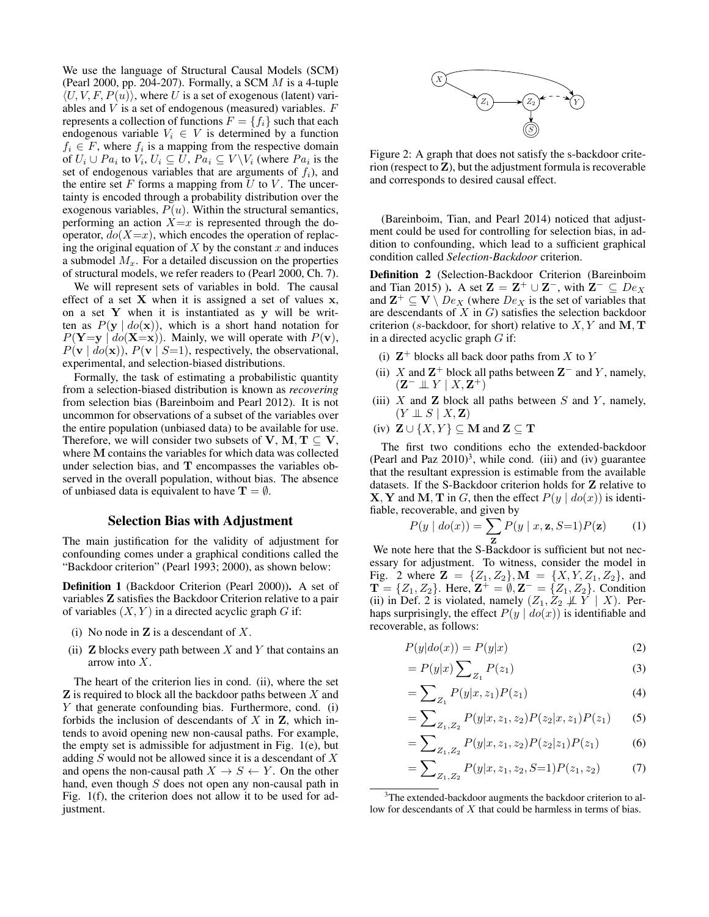We use the language of Structural Causal Models (SCM) (Pearl 2000, pp. 204-207). Formally, a SCM $M$ is a 4-tuple $\langle U, V, F, P(u)\rangle$, where $U$ is a set of exogenous (latent) variables and $V$ is a set of endogenous (measured) variables. $F$ represents a collection of functions $F = \{f_i\}$ such that each endogenous variable $V_i \in V$ is determined by a function $f_i \in F$, where $f_i$ is a mapping from the respective domain of $U_i \cup Pa_i$ to $V_i$, $U_i \subseteq U$, $Pa_i \subseteq V \setminus V_i$ (where $Pa_i$ is the set of endogenous variables that are arguments of $f_i$), and the entire set $F$ forms a mapping from $U$ to $V$. The uncertainty is encoded through a probability distribution over the exogenous variables, $P(u)$. Within the structural semantics, performing an action $X{=}x$ is represented through the do-operator, $do(X{=}x)$, which encodes the operation of replacing the original equation of $X$ by the constant $x$ and induces a submodel $M_x$. For a detailed discussion on the properties of structural models, we refer readers to (Pearl 2000, Ch. 7).

We will represent sets of variables in bold. The causal effect of a set $\mathbf{X}$ when it is assigned a set of values $\mathbf{x}$, on a set $\mathbf{Y}$ when it is instantiated as $\mathbf{y}$ will be written as $P(\mathbf{y} \mid do(\mathbf{x}))$, which is a short hand notation for $P(\mathbf{Y}{=}\mathbf{y} \mid do(\mathbf{X}{=}\mathbf{x}))$. Mainly, we will operate with $P(\mathbf{v})$, $P(\mathbf{v} \mid do(\mathbf{x}))$, $P(\mathbf{v} \mid S{=}1)$, respectively, the observational, experimental, and selection-biased distributions.

Formally, the task of estimating a probabilistic quantity from a selection-biased distribution is known as *recovering* from selection bias (Bareinboim and Pearl 2012). It is not uncommon for observations of a subset of the variables over the entire population (unbiased data) to be available for use. Therefore, we will consider two subsets of $\mathbf{V}$, $\mathbf{M}, \mathbf{T} \subseteq \mathbf{V}$, where $\mathbf{M}$ contains the variables for which data was collected under selection bias, and $\mathbf{T}$ encompasses the variables observed in the overall population, without bias. The absence of unbiased data is equivalent to have $\mathbf{T} = \emptyset$.

## Selection Bias with Adjustment

The main justification for the validity of adjustment for confounding comes under a graphical conditions called the "Backdoor criterion" (Pearl 1993; 2000), as shown below:

**Definition 1** (Backdoor Criterion (Pearl 2000))**.** A set of variables $\mathbf{Z}$ satisfies the Backdoor Criterion relative to a pair of variables $(X, Y)$ in a directed acyclic graph $G$ if:

(i) No node in $\mathbf{Z}$ is a descendant of $X$.

(ii) $\mathbf{Z}$ blocks every path between $X$ and $Y$ that contains an arrow into $X$.

The heart of the criterion lies in cond. (ii), where the set $\mathbf{Z}$ is required to block all the backdoor paths between $X$ and $Y$ that generate confounding bias. Furthermore, cond. (i) forbids the inclusion of descendants of $X$ in $\mathbf{Z}$, which intends to avoid opening new non-causal paths. For example, the empty set is admissible for adjustment in Fig. 1(e), but adding $S$ would not be allowed since it is a descendant of $X$ and opens the non-causal path $X \to S \leftarrow Y$. On the other hand, even though $S$ does not open any non-causal path in Fig. 1(f), the criterion does not allow it to be used for adjustment.

Figure 2: A graph that does not satisfy the s-backdoor criterion (respect to $\mathbf{Z}$), but the adjustment formula is recoverable and corresponds to desired causal effect.

(Bareinboim, Tian, and Pearl 2014) noticed that adjustment could be used for controlling for selection bias, in addition to confounding, which lead to a sufficient graphical condition called *Selection-Backdoor* criterion.

**Definition 2** (Selection-Backdoor Criterion (Bareinboim and Tian 2015) )**.** A set $\mathbf{Z} = \mathbf{Z}^+ \cup \mathbf{Z}^-$, with $\mathbf{Z}^- \subseteq De_X$ and $\mathbf{Z}^+ \subseteq \mathbf{V} \setminus De_X$ (where $De_X$ is the set of variables that are descendants of $X$ in $G$) satisfies the selection backdoor criterion ($s$-backdoor, for short) relative to $X, Y$ and $\mathbf{M}, \mathbf{T}$ in a directed acyclic graph $G$ if:

(i) $\mathbf{Z}^+$ blocks all back door paths from $X$ to $Y$

(ii) $X$ and $\mathbf{Z}^+$ block all paths between $\mathbf{Z}^-$ and $Y$, namely, $(\mathbf{Z}^- \perp\!\!\!\perp Y \mid X, \mathbf{Z}^+)$

(iii) $X$ and $\mathbf{Z}$ block all paths between $S$ and $Y$, namely, $(Y \perp\!\!\!\perp S \mid X, \mathbf{Z})$

(iv) $\mathbf{Z} \cup \{X, Y\} \subseteq \mathbf{M}$ and $\mathbf{Z} \subseteq \mathbf{T}$

The first two conditions echo the extended-backdoor (Pearl and Paz 2010)[3], while cond. (iii) and (iv) guarantee that the resultant expression is estimable from the available datasets. If the S-Backdoor criterion holds for $\mathbf{Z}$ relative to $\mathbf{X}, \mathbf{Y}$ and $\mathbf{M}, \mathbf{T}$ in $G$, then the effect $P(y \mid do(x))$ is identifiable, recoverable, and given by

$$P(y \mid do(x)) = \sum_{\mathbf{Z}} P(y \mid x, \mathbf{z}, S{=}1) P(\mathbf{z}) \tag{1}$$

We note here that the S-Backdoor is sufficient but not necessary for adjustment. To witness, consider the model in Fig. 2 where $\mathbf{Z} = \{Z_1, Z_2\}, \mathbf{M} = \{X, Y, Z_1, Z_2\}$, and $\mathbf{T} = \{Z_1, Z_2\}$. Here, $\mathbf{Z}^+ = \emptyset, \mathbf{Z}^- = \{Z_1, Z_2\}$. Condition (ii) in Def. 2 is violated, namely $(Z_1, Z_2 \not\perp\!\!\!\perp Y \mid X)$. Perhaps surprisingly, the effect $P(y \mid do(x))$ is identifiable and recoverable, as follows:

$$P(y|do(x)) = P(y|x) \tag{2}$$

$$= P(y|x) \sum\nolimits_{Z_1} P(z_1) \tag{3}$$

$$= \sum\nolimits_{Z_1} P(y|x, z_1) P(z_1) \tag{4}$$

$$= \sum\nolimits_{Z_1, Z_2} P(y|x, z_1, z_2) P(z_2|x, z_1) P(z_1) \tag{5}$$

$$= \sum\nolimits_{Z_1, Z_2} P(y|x, z_1, z_2) P(z_2|z_1) P(z_1) \tag{6}$$

$$= \sum\nolimits_{Z_1, Z_2} P(y|x, z_1, z_2, S{=}1) P(z_1, z_2) \tag{7}$$

[3] The extended-backdoor augments the backdoor criterion to allow for descendants of $X$ that could be harmless in terms of bias.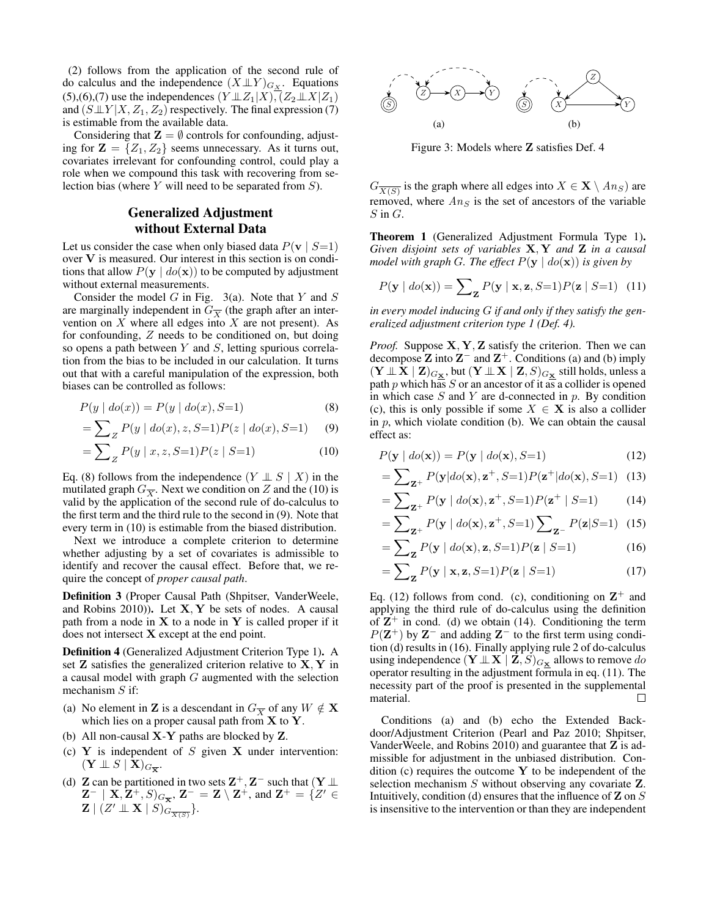(2) follows from the application of the second rule of do calculus and the independence $(X \perp\!\!\!\perp Y)_{G_{\underline{X}}}$. Equations (5),(6),(7) use the independences $(Y \perp\!\!\!\perp Z_1 | X)$, $(Z_2 \perp\!\!\!\perp X | Z_1)$ and $(S \perp\!\!\!\perp Y | X, Z_1, Z_2)$ respectively. The final expression (7) is estimable from the available data.

Considering that $\mathbf{Z} = \emptyset$ controls for confounding, adjusting for $\mathbf{Z} = \{Z_1, Z_2\}$ seems unnecessary. As it turns out, covariates irrelevant for confounding control, could play a role when we compound this task with recovering from selection bias (where $Y$ will need to be separated from $S$).

## Generalized Adjustment without External Data

Let us consider the case when only biased data $P(\mathbf{v} \mid S{=}1)$ over $\mathbf{V}$ is measured. Our interest in this section is on conditions that allow $P(\mathbf{y} \mid do(\mathbf{x}))$ to be computed by adjustment without external measurements.

Consider the model $G$ in Fig. 3(a). Note that $Y$ and $S$ are marginally independent in $G_{\overline{X}}$ (the graph after an intervention on $X$ where all edges into $X$ are not present). As for confounding, $Z$ needs to be conditioned on, but doing so opens a path between $Y$ and $S$, letting spurious correlation from the bias to be included in our calculation. It turns out that with a careful manipulation of the expression, both biases can be controlled as follows:

$$P(y \mid do(x)) = P(y \mid do(x), S{=}1) \quad (8)$$

$$= \sum_Z P(y \mid do(x), z, S{=}1) P(z \mid do(x), S{=}1) \quad (9)$$

$$= \sum_Z P(y \mid x, z, S{=}1) P(z \mid S{=}1) \quad (10)$$

Eq. (8) follows from the independence $(Y \perp\!\!\!\perp S \mid X)$ in the mutilated graph $G_{\overline{X}}$. Next we condition on $Z$ and the (10) is valid by the application of the second rule of do-calculus to the first term and the third rule to the second in (9). Note that every term in (10) is estimable from the biased distribution.

Next we introduce a complete criterion to determine whether adjusting by a set of covariates is admissible to identify and recover the causal effect. Before that, we require the concept of *proper causal path*.

**Definition 3** (Proper Causal Path (Shpitser, VanderWeele, and Robins 2010)). Let $\mathbf{X}, \mathbf{Y}$ be sets of nodes. A causal path from a node in $\mathbf{X}$ to a node in $\mathbf{Y}$ is called proper if it does not intersect $\mathbf{X}$ except at the end point.

**Definition 4** (Generalized Adjustment Criterion Type 1). A set $\mathbf{Z}$ satisfies the generalized criterion relative to $\mathbf{X}, \mathbf{Y}$ in a causal model with graph $G$ augmented with the selection mechanism $S$ if:

(a) No element in $\mathbf{Z}$ is a descendant in $G_{\overline{\mathbf{X}}}$ of any $W \notin \mathbf{X}$ which lies on a proper causal path from $\mathbf{X}$ to $\mathbf{Y}$.

(b) All non-causal $\mathbf{X}$-$\mathbf{Y}$ paths are blocked by $\mathbf{Z}$.

(c) $\mathbf{Y}$ is independent of $S$ given $\mathbf{X}$ under intervention: $(\mathbf{Y} \perp\!\!\!\perp S \mid \mathbf{X})_{G_{\overline{\mathbf{X}}}}$.

(d) $\mathbf{Z}$ can be partitioned in two sets $\mathbf{Z}^+, \mathbf{Z}^-$ such that $(\mathbf{Y} \perp\!\!\!\perp \mathbf{Z}^- \mid \mathbf{X}, \mathbf{Z}^+, S)_{G_{\overline{\mathbf{X}}}}$, $\mathbf{Z}^- = \mathbf{Z} \setminus \mathbf{Z}^+$, and $\mathbf{Z}^+ = \{Z' \in \mathbf{Z} \mid (Z' \perp\!\!\!\perp \mathbf{X} \mid S)_{G_{\overline{\mathbf{X}(S)}}}\}$.

Figure 3: Models where $\mathbf{Z}$ satisfies Def. 4

$G_{\overline{\mathbf{X}(S)}}$ is the graph where all edges into $X \in \mathbf{X} \setminus An_S$) are removed, where $An_S$ is the set of ancestors of the variable $S$ in $G$.

**Theorem 1** (Generalized Adjustment Formula Type 1). *Given disjoint sets of variables $\mathbf{X}, \mathbf{Y}$ and $\mathbf{Z}$ in a causal model with graph G. The effect $P(\mathbf{y} \mid do(\mathbf{x}))$ is given by*

$$P(\mathbf{y} \mid do(\mathbf{x})) = \sum_{\mathbf{Z}} P(\mathbf{y} \mid \mathbf{x}, \mathbf{z}, S{=}1) P(\mathbf{z} \mid S{=}1) \quad (11)$$

*in every model inducing G if and only if they satisfy the generalized adjustment criterion type 1 (Def. 4).*

*Proof.* Suppose $\mathbf{X}, \mathbf{Y}, \mathbf{Z}$ satisfy the criterion. Then we can decompose $\mathbf{Z}$ into $\mathbf{Z}^-$ and $\mathbf{Z}^+$. Conditions (a) and (b) imply $(\mathbf{Y} \perp\!\!\!\perp \mathbf{X} \mid \mathbf{Z})_{G_{\underline{\mathbf{X}}}}$, but $(\mathbf{Y} \perp\!\!\!\perp \mathbf{X} \mid \mathbf{Z}, S)_{G_{\underline{\mathbf{X}}}}$ still holds, unless a path $p$ which has $S$ or an ancestor of it as a collider is opened in which case $S$ and $Y$ are d-connected in $p$. By condition (c), this is only possible if some $X \in \mathbf{X}$ is also a collider in $p$, which violate condition (b). We can obtain the causal effect as:

$$P(\mathbf{y} \mid do(\mathbf{x})) = P(\mathbf{y} \mid do(\mathbf{x}), S{=}1) \quad (12)$$

$$= \sum_{\mathbf{Z}^+} P(\mathbf{y} | do(\mathbf{x}), \mathbf{z}^+, S{=}1) P(\mathbf{z}^+ | do(\mathbf{x}), S{=}1) \quad (13)$$

$$= \sum_{\mathbf{Z}^+} P(\mathbf{y} \mid do(\mathbf{x}), \mathbf{z}^+, S{=}1) P(\mathbf{z}^+ \mid S{=}1) \quad (14)$$

$$= \sum_{\mathbf{Z}^+} P(\mathbf{y} \mid do(\mathbf{x}), \mathbf{z}^+, S{=}1) \sum_{\mathbf{Z}^-} P(\mathbf{z} | S{=}1) \quad (15)$$

$$= \sum_{\mathbf{Z}} P(\mathbf{y} \mid do(\mathbf{x}), \mathbf{z}, S{=}1) P(\mathbf{z} \mid S{=}1) \quad (16)$$

$$= \sum_{\mathbf{Z}} P(\mathbf{y} \mid \mathbf{x}, \mathbf{z}, S{=}1) P(\mathbf{z} \mid S{=}1) \quad (17)$$

Eq. (12) follows from cond. (c), conditioning on $\mathbf{Z}^+$ and applying the third rule of do-calculus using the definition of $\mathbf{Z}^+$ in cond. (d) we obtain (14). Conditioning the term $P(\mathbf{Z}^+)$ by $\mathbf{Z}^-$ and adding $\mathbf{Z}^-$ to the first term using condition (d) results in (16). Finally applying rule 2 of do-calculus using independence $(\mathbf{Y} \perp\!\!\!\perp \mathbf{X} \mid \mathbf{Z}, S)_{G_{\underline{\mathbf{X}}}}$ allows to remove $do$ operator resulting in the adjustment formula in eq. (11). The necessity part of the proof is presented in the supplemental material. □

Conditions (a) and (b) echo the Extended Backdoor/Adjustment Criterion (Pearl and Paz 2010; Shpitser, VanderWeele, and Robins 2010) and guarantee that $\mathbf{Z}$ is admissible for adjustment in the unbiased distribution. Condition (c) requires the outcome $\mathbf{Y}$ to be independent of the selection mechanism $S$ without observing any covariate $\mathbf{Z}$. Intuitively, condition (d) ensures that the influence of $\mathbf{Z}$ on $S$ is insensitive to the intervention or than they are independent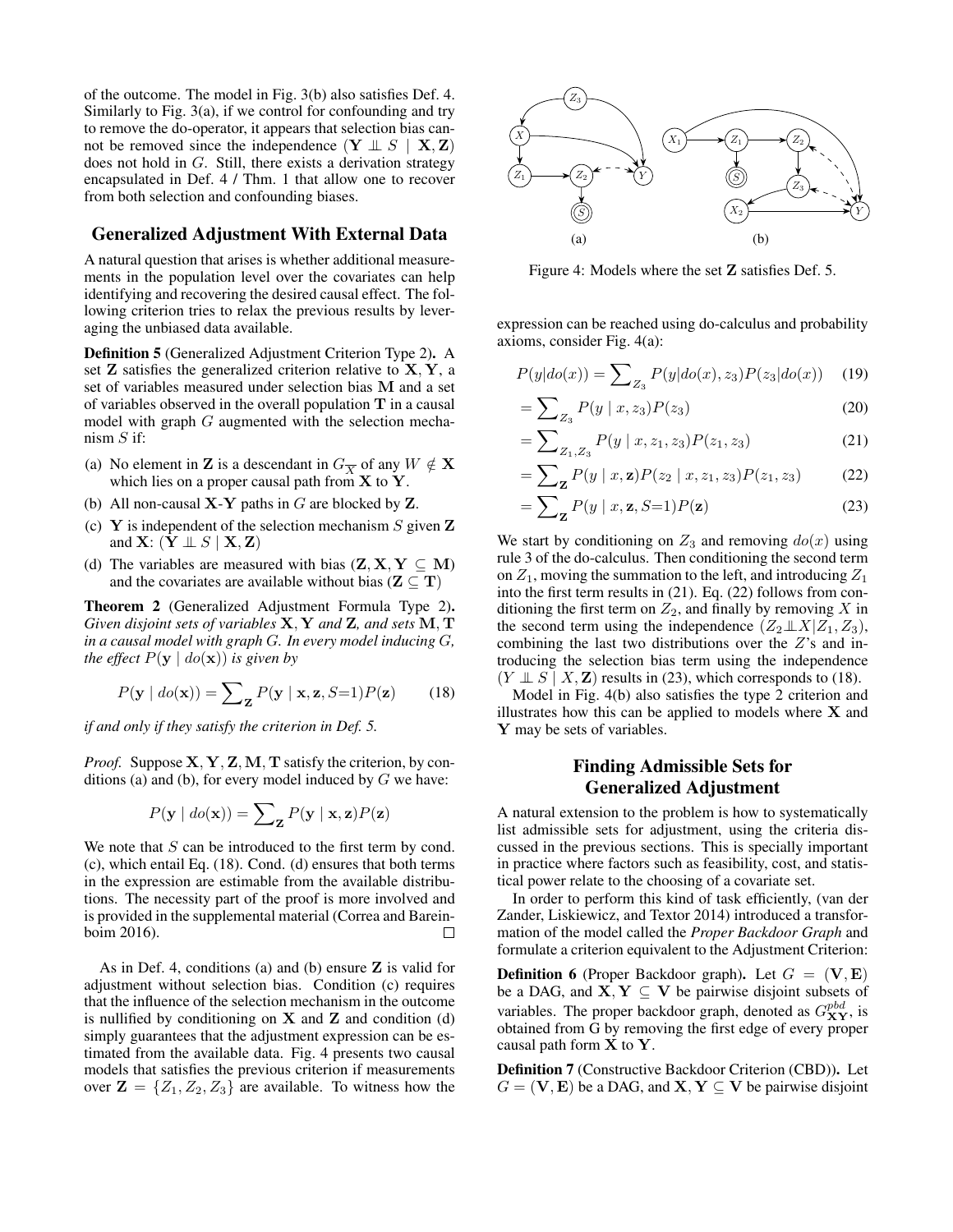of the outcome. The model in Fig. 3(b) also satisfies Def. 4. Similarly to Fig. 3(a), if we control for confounding and try to remove the do-operator, it appears that selection bias cannot be removed since the independence $(\mathbf{Y} \perp\!\!\!\perp S \mid \mathbf{X}, \mathbf{Z})$ does not hold in $G$. Still, there exists a derivation strategy encapsulated in Def. 4 / Thm. 1 that allow one to recover from both selection and confounding biases.

## Generalized Adjustment With External Data

A natural question that arises is whether additional measurements in the population level over the covariates can help identifying and recovering the desired causal effect. The following criterion tries to relax the previous results by leveraging the unbiased data available.

**Definition 5** (Generalized Adjustment Criterion Type 2)**.** A set $\mathbf{Z}$ satisfies the generalized criterion relative to $\mathbf{X}, \mathbf{Y}$, a set of variables measured under selection bias $\mathbf{M}$ and a set of variables observed in the overall population $\mathbf{T}$ in a causal model with graph $G$ augmented with the selection mechanism $S$ if:

(a) No element in $\mathbf{Z}$ is a descendant in $G_{\overline{X}}$ of any $W \notin \mathbf{X}$ which lies on a proper causal path from $\mathbf{X}$ to $\mathbf{Y}$.

(b) All non-causal $\mathbf{X}$-$\mathbf{Y}$ paths in $G$ are blocked by $\mathbf{Z}$.

(c) $\mathbf{Y}$ is independent of the selection mechanism $S$ given $\mathbf{Z}$ and $\mathbf{X}$: $(\mathbf{Y} \perp\!\!\!\perp S \mid \mathbf{X}, \mathbf{Z})$

(d) The variables are measured with bias ($\mathbf{Z}, \mathbf{X}, \mathbf{Y} \subseteq \mathbf{M}$) and the covariates are available without bias ($\mathbf{Z} \subseteq \mathbf{T}$)

**Theorem 2** (Generalized Adjustment Formula Type 2)**.** *Given disjoint sets of variables $\mathbf{X}, \mathbf{Y}$ and $\mathbf{Z}$, and sets $\mathbf{M}, \mathbf{T}$ in a causal model with graph $G$. In every model inducing $G$, the effect $P(\mathbf{y} \mid do(\mathbf{x}))$ is given by*

$$P(\mathbf{y} \mid do(\mathbf{x})) = \sum\nolimits_{\mathbf{Z}} P(\mathbf{y} \mid \mathbf{x}, \mathbf{z}, S{=}1) P(\mathbf{z}) \tag{18}$$

*if and only if they satisfy the criterion in Def. 5.*

*Proof.* Suppose $\mathbf{X}, \mathbf{Y}, \mathbf{Z}, \mathbf{M}, \mathbf{T}$ satisfy the criterion, by conditions (a) and (b), for every model induced by $G$ we have:

$$P(\mathbf{y} \mid do(\mathbf{x})) = \sum\nolimits_{\mathbf{Z}} P(\mathbf{y} \mid \mathbf{x}, \mathbf{z}) P(\mathbf{z})$$

We note that $S$ can be introduced to the first term by cond. (c), which entail Eq. (18). Cond. (d) ensures that both terms in the expression are estimable from the available distributions. The necessity part of the proof is more involved and is provided in the supplemental material (Correa and Bareinboim 2016). ∎

As in Def. 4, conditions (a) and (b) ensure $\mathbf{Z}$ is valid for adjustment without selection bias. Condition (c) requires that the influence of the selection mechanism in the outcome is nullified by conditioning on $\mathbf{X}$ and $\mathbf{Z}$ and condition (d) simply guarantees that the adjustment expression can be estimated from the available data. Fig. 4 presents two causal models that satisfies the previous criterion if measurements over $\mathbf{Z} = \{Z_1, Z_2, Z_3\}$ are available. To witness how the

Figure 4: Models where the set $\mathbf{Z}$ satisfies Def. 5.

expression can be reached using do-calculus and probability axioms, consider Fig. 4(a):

$$P(y|do(x)) = \sum\nolimits_{Z_3} P(y|do(x), z_3) P(z_3|do(x)) \tag{19}$$

$$= \sum\nolimits_{Z_3} P(y \mid x, z_3) P(z_3) \tag{20}$$

$$= \sum\nolimits_{Z_1, Z_3} P(y \mid x, z_1, z_3) P(z_1, z_3) \tag{21}$$

$$= \sum\nolimits_{\mathbf{Z}} P(y \mid x, \mathbf{z}) P(z_2 \mid x, z_1, z_3) P(z_1, z_3) \tag{22}$$

$$= \sum\nolimits_{\mathbf{Z}} P(y \mid x, \mathbf{z}, S{=}1) P(\mathbf{z}) \tag{23}$$

We start by conditioning on $Z_3$ and removing $do(x)$ using rule 3 of the do-calculus. Then conditioning the second term on $Z_1$, moving the summation to the left, and introducing $Z_1$ into the first term results in (21). Eq. (22) follows from conditioning the first term on $Z_2$, and finally by removing $X$ in the second term using the independence $(Z_2 \perp\!\!\!\perp X | Z_1, Z_3)$, combining the last two distributions over the $Z$'s and introducing the selection bias term using the independence $(Y \perp\!\!\!\perp S \mid X, \mathbf{Z})$ results in (23), which corresponds to (18).

Model in Fig. 4(b) also satisfies the type 2 criterion and illustrates how this can be applied to models where $\mathbf{X}$ and $\mathbf{Y}$ may be sets of variables.

## Finding Admissible Sets for Generalized Adjustment

A natural extension to the problem is how to systematically list admissible sets for adjustment, using the criteria discussed in the previous sections. This is specially important in practice where factors such as feasibility, cost, and statistical power relate to the choosing of a covariate set.

In order to perform this kind of task efficiently, (van der Zander, Liskiewicz, and Textor 2014) introduced a transformation of the model called the *Proper Backdoor Graph* and formulate a criterion equivalent to the Adjustment Criterion:

**Definition 6** (Proper Backdoor graph)**.** Let $G = (\mathbf{V}, \mathbf{E})$ be a DAG, and $\mathbf{X}, \mathbf{Y} \subseteq \mathbf{V}$ be pairwise disjoint subsets of variables. The proper backdoor graph, denoted as $G^{pbd}_{\mathbf{XY}}$, is obtained from G by removing the first edge of every proper causal path form $\mathbf{X}$ to $\mathbf{Y}$.

**Definition 7** (Constructive Backdoor Criterion (CBD))**.** Let $G = (\mathbf{V}, \mathbf{E})$ be a DAG, and $\mathbf{X}, \mathbf{Y} \subseteq \mathbf{V}$ be pairwise disjoint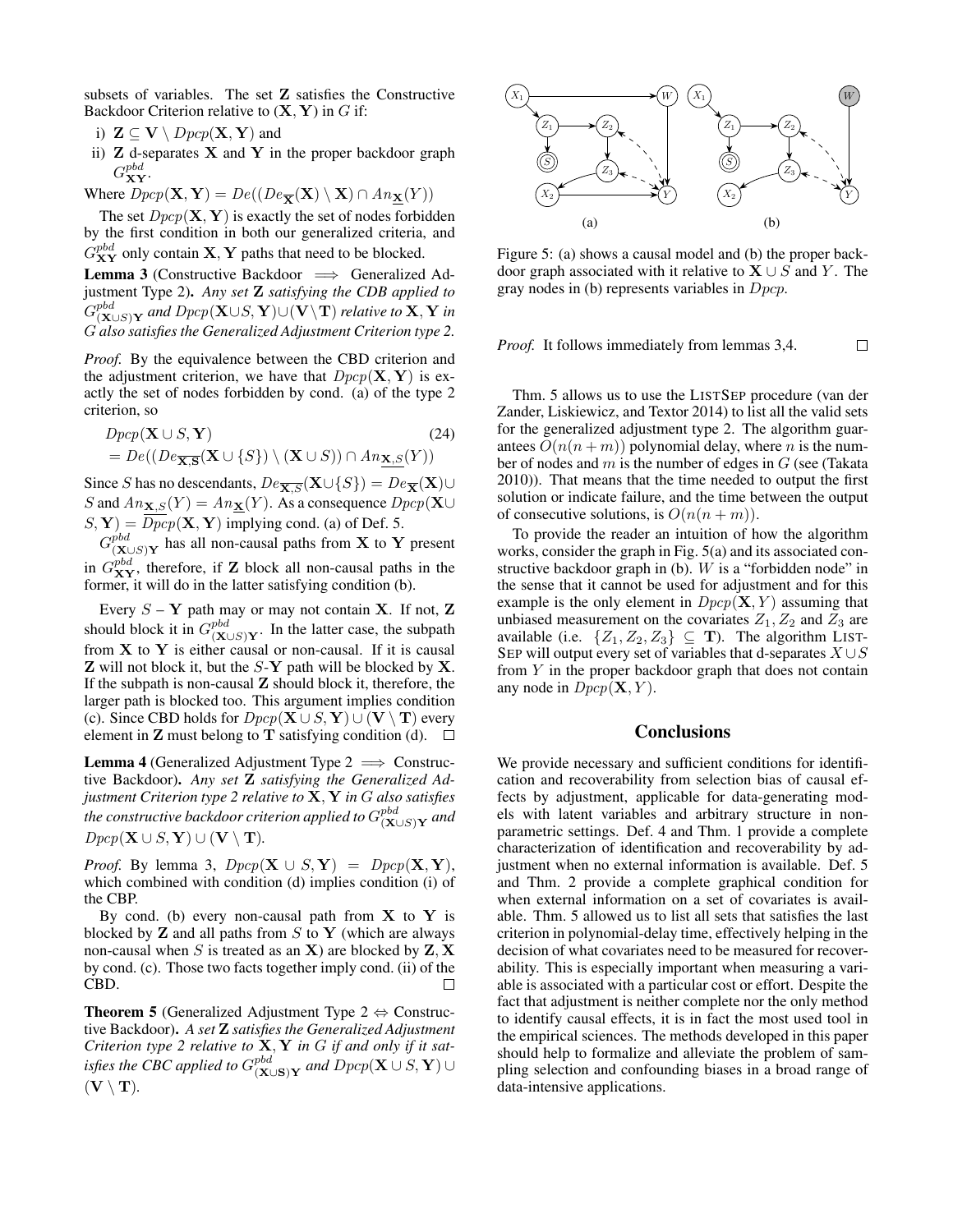subsets of variables. The set $\mathbf{Z}$ satisfies the Constructive Backdoor Criterion relative to $(\mathbf{X}, \mathbf{Y})$ in $G$ if:

i) $\mathbf{Z} \subseteq \mathbf{V} \setminus Dpcp(\mathbf{X}, \mathbf{Y})$ and

ii) $\mathbf{Z}$ d-separates $\mathbf{X}$ and $\mathbf{Y}$ in the proper backdoor graph $G^{pbd}_{\mathbf{XY}}$.

Where $Dpcp(\mathbf{X}, \mathbf{Y}) = De((De_{\overline{\mathbf{X}}}(\mathbf{X}) \setminus \mathbf{X}) \cap An_{\underline{\mathbf{X}}}(Y))$

The set $Dpcp(\mathbf{X}, \mathbf{Y})$ is exactly the set of nodes forbidden by the first condition in both our generalized criteria, and $G^{pbd}_{\mathbf{XY}}$ only contain $\mathbf{X}, \mathbf{Y}$ paths that need to be blocked.

**Lemma 3** (Constructive Backdoor $\implies$ Generalized Adjustment Type 2)**.** *Any set $\mathbf{Z}$ satisfying the CDB applied to $G^{pbd}_{(\mathbf{X}\cup S)\mathbf{Y}}$ and $Dpcp(\mathbf{X}\cup S, \mathbf{Y}) \cup (\mathbf{V} \setminus \mathbf{T})$ relative to $\mathbf{X}, \mathbf{Y}$ in $G$ also satisfies the Generalized Adjustment Criterion type 2.*

*Proof.* By the equivalence between the CBD criterion and the adjustment criterion, we have that $Dpcp(\mathbf{X}, \mathbf{Y})$ is exactly the set of nodes forbidden by cond. (a) of the type 2 criterion, so

$$Dpcp(\mathbf{X} \cup S, \mathbf{Y}) \tag{24}$$
$$= De((De_{\overline{\mathbf{X},\mathbf{S}}}(\mathbf{X} \cup \{S\}) \setminus (\mathbf{X} \cup S)) \cap An_{\underline{\mathbf{X}, S}}(Y))$$

Since $S$ has no descendants, $De_{\overline{\mathbf{X}, S}}(\mathbf{X} \cup \{S\}) = De_{\overline{\mathbf{X}}}(\mathbf{X}) \cup S$ and $An_{\underline{\mathbf{X}, S}}(Y) = An_{\underline{\mathbf{X}}}(Y)$. As a consequence $Dpcp(\mathbf{X} \cup S, \mathbf{Y}) = Dpcp(\mathbf{X}, \mathbf{Y})$ implying cond. (a) of Def. 5.

$G^{pbd}_{(\mathbf{X}\cup S)\mathbf{Y}}$ has all non-causal paths from $\mathbf{X}$ to $\mathbf{Y}$ present in $G^{pbd}_{\mathbf{XY}}$, therefore, if $\mathbf{Z}$ block all non-causal paths in the former, it will do in the latter satisfying condition (b).

Every $S$ – $\mathbf{Y}$ path may or may not contain $\mathbf{X}$. If not, $\mathbf{Z}$ should block it in $G^{pbd}_{(\mathbf{X}\cup S)\mathbf{Y}}$. In the latter case, the subpath from $\mathbf{X}$ to $\mathbf{Y}$ is either causal or non-causal. If it is causal $\mathbf{Z}$ will not block it, but the $S$-$\mathbf{Y}$ path will be blocked by $\mathbf{X}$. If the subpath is non-causal $\mathbf{Z}$ should block it, therefore, the larger path is blocked too. This argument implies condition (c). Since CBD holds for $Dpcp(\mathbf{X} \cup S, \mathbf{Y}) \cup (\mathbf{V} \setminus \mathbf{T})$ every element in $\mathbf{Z}$ must belong to $\mathbf{T}$ satisfying condition (d). $\square$

**Lemma 4** (Generalized Adjustment Type 2 $\implies$ Constructive Backdoor)**.** *Any set $\mathbf{Z}$ satisfying the Generalized Adjustment Criterion type 2 relative to $\mathbf{X}, \mathbf{Y}$ in $G$ also satisfies the constructive backdoor criterion applied to $G^{pbd}_{(\mathbf{X}\cup S)\mathbf{Y}}$ and $Dpcp(\mathbf{X} \cup S, \mathbf{Y}) \cup (\mathbf{V} \setminus \mathbf{T})$.*

*Proof.* By lemma 3, $Dpcp(\mathbf{X} \cup S, \mathbf{Y}) = Dpcp(\mathbf{X}, \mathbf{Y})$, which combined with condition (d) implies condition (i) of the CBP.

By cond. (b) every non-causal path from $\mathbf{X}$ to $\mathbf{Y}$ is blocked by $\mathbf{Z}$ and all paths from $S$ to $\mathbf{Y}$ (which are always non-causal when $S$ is treated as an $\mathbf{X}$) are blocked by $\mathbf{Z}, \mathbf{X}$ by cond. (c). Those two facts together imply cond. (ii) of the CBD. $\square$

**Theorem 5** (Generalized Adjustment Type 2 $\Leftrightarrow$ Constructive Backdoor)**.** *A set $\mathbf{Z}$ satisfies the Generalized Adjustment Criterion type 2 relative to $\mathbf{X}, \mathbf{Y}$ in $G$ if and only if it satisfies the CBC applied to $G^{pbd}_{(\mathbf{X}\cup \mathbf{S})\mathbf{Y}}$ and $Dpcp(\mathbf{X} \cup S, \mathbf{Y}) \cup (\mathbf{V} \setminus \mathbf{T})$.*

Figure 5: (a) shows a causal model and (b) the proper backdoor graph associated with it relative to $\mathbf{X} \cup S$ and $Y$. The gray nodes in (b) represents variables in $Dpcp$.

*Proof.* It follows immediately from lemmas 3,4. $\square$

Thm. 5 allows us to use the LISTSEP procedure (van der Zander, Liskiewicz, and Textor 2014) to list all the valid sets for the generalized adjustment type 2. The algorithm guarantees $O(n(n + m))$ polynomial delay, where $n$ is the number of nodes and $m$ is the number of edges in $G$ (see (Takata 2010)). That means that the time needed to output the first solution or indicate failure, and the time between the output of consecutive solutions, is $O(n(n + m))$.

To provide the reader an intuition of how the algorithm works, consider the graph in Fig. 5(a) and its associated constructive backdoor graph in (b). $W$ is a "forbidden node" in the sense that it cannot be used for adjustment and for this example is the only element in $Dpcp(\mathbf{X}, Y)$ assuming that unbiased measurement on the covariates $Z_1, Z_2$ and $Z_3$ are available (i.e. $\{Z_1, Z_2, Z_3\} \subseteq \mathbf{T}$). The algorithm LISTSEP will output every set of variables that d-separates $X \cup S$ from $Y$ in the proper backdoor graph that does not contain any node in $Dpcp(\mathbf{X}, Y)$.

## Conclusions

We provide necessary and sufficient conditions for identification and recoverability from selection bias of causal effects by adjustment, applicable for data-generating models with latent variables and arbitrary structure in non-parametric settings. Def. 4 and Thm. 1 provide a complete characterization of identification and recoverability by adjustment when no external information is available. Def. 5 and Thm. 2 provide a complete graphical condition for when external information on a set of covariates is available. Thm. 5 allowed us to list all sets that satisfies the last criterion in polynomial-delay time, effectively helping in the decision of what covariates need to be measured for recoverability. This is especially important when measuring a variable is associated with a particular cost or effort. Despite the fact that adjustment is neither complete nor the only method to identify causal effects, it is in fact the most used tool in the empirical sciences. The methods developed in this paper should help to formalize and alleviate the problem of sampling selection and confounding biases in a broad range of data-intensive applications.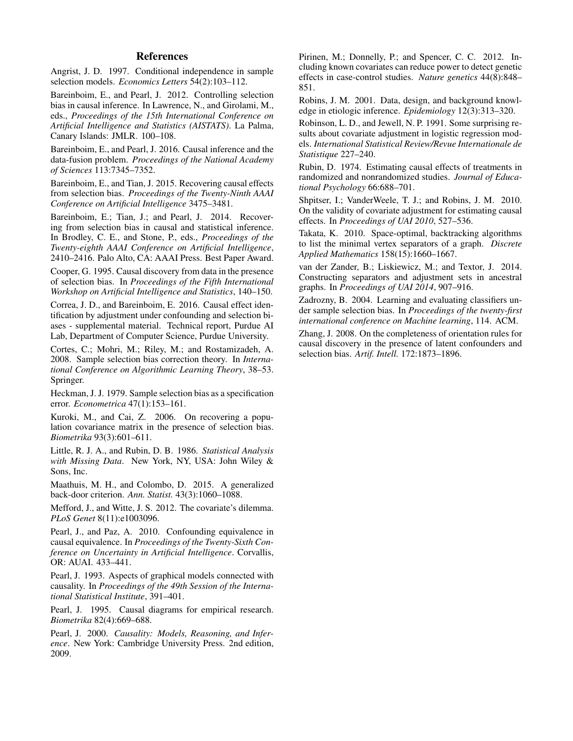## References

Angrist, J. D. 1997. Conditional independence in sample selection models. *Economics Letters* 54(2):103–112.

Bareinboim, E., and Pearl, J. 2012. Controlling selection bias in causal inference. In Lawrence, N., and Girolami, M., eds., *Proceedings of the 15th International Conference on Artificial Intelligence and Statistics (AISTATS)*. La Palma, Canary Islands: JMLR. 100–108.

Bareinboim, E., and Pearl, J. 2016. Causal inference and the data-fusion problem. *Proceedings of the National Academy of Sciences* 113:7345–7352.

Bareinboim, E., and Tian, J. 2015. Recovering causal effects from selection bias. *Proceedings of the Twenty-Ninth AAAI Conference on Artificial Intelligence* 3475–3481.

Bareinboim, E.; Tian, J.; and Pearl, J. 2014. Recovering from selection bias in causal and statistical inference. In Brodley, C. E., and Stone, P., eds., *Proceedings of the Twenty-eighth AAAI Conference on Artificial Intelligence*, 2410–2416. Palo Alto, CA: AAAI Press. Best Paper Award.

Cooper, G. 1995. Causal discovery from data in the presence of selection bias. In *Proceedings of the Fifth International Workshop on Artificial Intelligence and Statistics*, 140–150.

Correa, J. D., and Bareinboim, E. 2016. Causal effect identification by adjustment under confounding and selection biases - supplemental material. Technical report, Purdue AI Lab, Department of Computer Science, Purdue University.

Cortes, C.; Mohri, M.; Riley, M.; and Rostamizadeh, A. 2008. Sample selection bias correction theory. In *International Conference on Algorithmic Learning Theory*, 38–53. Springer.

Heckman, J. J. 1979. Sample selection bias as a specification error. *Econometrica* 47(1):153–161.

Kuroki, M., and Cai, Z. 2006. On recovering a population covariance matrix in the presence of selection bias. *Biometrika* 93(3):601–611.

Little, R. J. A., and Rubin, D. B. 1986. *Statistical Analysis with Missing Data*. New York, NY, USA: John Wiley & Sons, Inc.

Maathuis, M. H., and Colombo, D. 2015. A generalized back-door criterion. *Ann. Statist.* 43(3):1060–1088.

Mefford, J., and Witte, J. S. 2012. The covariate's dilemma. *PLoS Genet* 8(11):e1003096.

Pearl, J., and Paz, A. 2010. Confounding equivalence in causal equivalence. In *Proceedings of the Twenty-Sixth Conference on Uncertainty in Artificial Intelligence*. Corvallis, OR: AUAI. 433–441.

Pearl, J. 1993. Aspects of graphical models connected with causality. In *Proceedings of the 49th Session of the International Statistical Institute*, 391–401.

Pearl, J. 1995. Causal diagrams for empirical research. *Biometrika* 82(4):669–688.

Pearl, J. 2000. *Causality: Models, Reasoning, and Inference*. New York: Cambridge University Press. 2nd edition, 2009.

Pirinen, M.; Donnelly, P.; and Spencer, C. C. 2012. Including known covariates can reduce power to detect genetic effects in case-control studies. *Nature genetics* 44(8):848–851.

Robins, J. M. 2001. Data, design, and background knowledge in etiologic inference. *Epidemiology* 12(3):313–320.

Robinson, L. D., and Jewell, N. P. 1991. Some surprising results about covariate adjustment in logistic regression models. *International Statistical Review/Revue Internationale de Statistique* 227–240.

Rubin, D. 1974. Estimating causal effects of treatments in randomized and nonrandomized studies. *Journal of Educational Psychology* 66:688–701.

Shpitser, I.; VanderWeele, T. J.; and Robins, J. M. 2010. On the validity of covariate adjustment for estimating causal effects. In *Proceedings of UAI 2010*, 527–536.

Takata, K. 2010. Space-optimal, backtracking algorithms to list the minimal vertex separators of a graph. *Discrete Applied Mathematics* 158(15):1660–1667.

van der Zander, B.; Liskiewicz, M.; and Textor, J. 2014. Constructing separators and adjustment sets in ancestral graphs. In *Proceedings of UAI 2014*, 907–916.

Zadrozny, B. 2004. Learning and evaluating classifiers under sample selection bias. In *Proceedings of the twenty-first international conference on Machine learning*, 114. ACM.

Zhang, J. 2008. On the completeness of orientation rules for causal discovery in the presence of latent confounders and selection bias. *Artif. Intell.* 172:1873–1896.